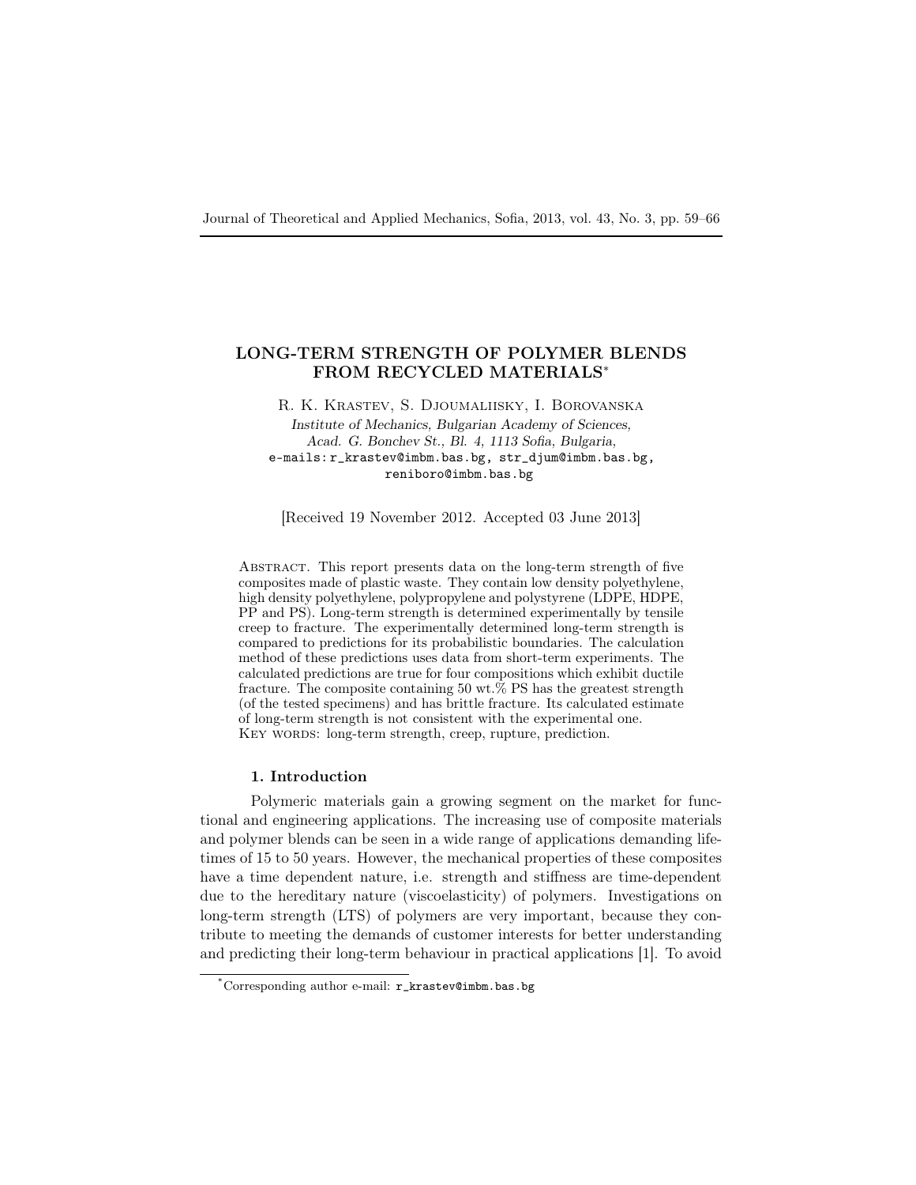# LONG-TERM STRENGTH OF POLYMER BLENDS FROM RECYCLED MATERIALS*

R. K. Krastev, S. Djoumaliisky, I. Borovanska

*Institute of Mechanics, Bulgarian Academy of Sciences, Acad. G. Bonchev St., Bl. 4, 1113 Sofia, Bulgaria,*
e-mails: r_krastev@imbm.bas.bg, str_djum@imbm.bas.bg, reniboro@imbm.bas.bg

[Received 19 November 2012. Accepted 03 June 2013]

Abstract. This report presents data on the long-term strength of five composites made of plastic waste. They contain low density polyethylene, high density polyethylene, polypropylene and polystyrene (LDPE, HDPE, PP and PS). Long-term strength is determined experimentally by tensile creep to fracture. The experimentally determined long-term strength is compared to predictions for its probabilistic boundaries. The calculation method of these predictions uses data from short-term experiments. The calculated predictions are true for four compositions which exhibit ductile fracture. The composite containing 50 wt.% PS has the greatest strength (of the tested specimens) and has brittle fracture. Its calculated estimate of long-term strength is not consistent with the experimental one.
Key words: long-term strength, creep, rupture, prediction.

## 1. Introduction

Polymeric materials gain a growing segment on the market for functional and engineering applications. The increasing use of composite materials and polymer blends can be seen in a wide range of applications demanding lifetimes of 15 to 50 years. However, the mechanical properties of these composites have a time dependent nature, i.e. strength and stiffness are time-dependent due to the hereditary nature (viscoelasticity) of polymers. Investigations on long-term strength (LTS) of polymers are very important, because they contribute to meeting the demands of customer interests for better understanding and predicting their long-term behaviour in practical applications [1]. To avoid

*Corresponding author e-mail: r_krastev@imbm.bas.bg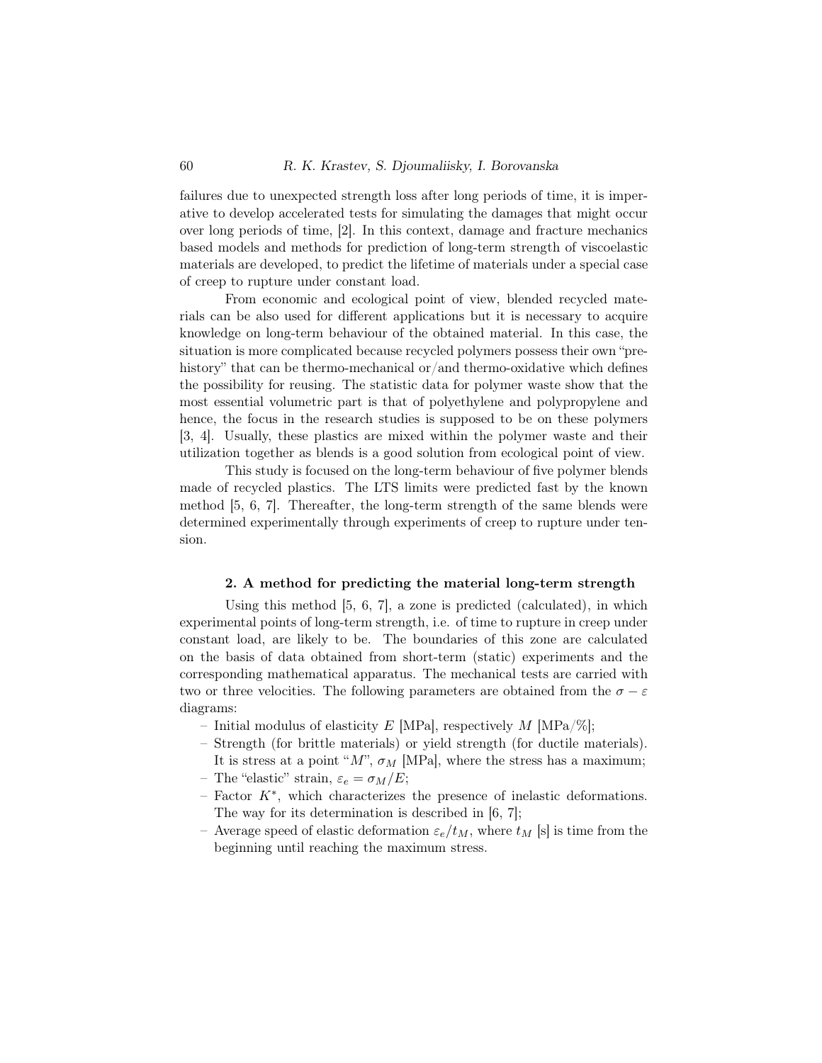failures due to unexpected strength loss after long periods of time, it is imperative to develop accelerated tests for simulating the damages that might occur over long periods of time, [2]. In this context, damage and fracture mechanics based models and methods for prediction of long-term strength of viscoelastic materials are developed, to predict the lifetime of materials under a special case of creep to rupture under constant load.

From economic and ecological point of view, blended recycled materials can be also used for different applications but it is necessary to acquire knowledge on long-term behaviour of the obtained material. In this case, the situation is more complicated because recycled polymers possess their own "pre-history" that can be thermo-mechanical or/and thermo-oxidative which defines the possibility for reusing. The statistic data for polymer waste show that the most essential volumetric part is that of polyethylene and polypropylene and hence, the focus in the research studies is supposed to be on these polymers [3, 4]. Usually, these plastics are mixed within the polymer waste and their utilization together as blends is a good solution from ecological point of view.

This study is focused on the long-term behaviour of five polymer blends made of recycled plastics. The LTS limits were predicted fast by the known method [5, 6, 7]. Thereafter, the long-term strength of the same blends were determined experimentally through experiments of creep to rupture under tension.

## 2. A method for predicting the material long-term strength

Using this method [5, 6, 7], a zone is predicted (calculated), in which experimental points of long-term strength, i.e. of time to rupture in creep under constant load, are likely to be. The boundaries of this zone are calculated on the basis of data obtained from short-term (static) experiments and the corresponding mathematical apparatus. The mechanical tests are carried with two or three velocities. The following parameters are obtained from the $\sigma - \varepsilon$ diagrams:

- Initial modulus of elasticity $E$ [MPa], respectively $M$ [MPa/%];
- Strength (for brittle materials) or yield strength (for ductile materials). It is stress at a point "$M$", $\sigma_M$ [MPa], where the stress has a maximum;
- The "elastic" strain, $\varepsilon_e = \sigma_M/E$;
- Factor $K^*$, which characterizes the presence of inelastic deformations. The way for its determination is described in [6, 7];
- Average speed of elastic deformation $\varepsilon_e/t_M$, where $t_M$ [s] is time from the beginning until reaching the maximum stress.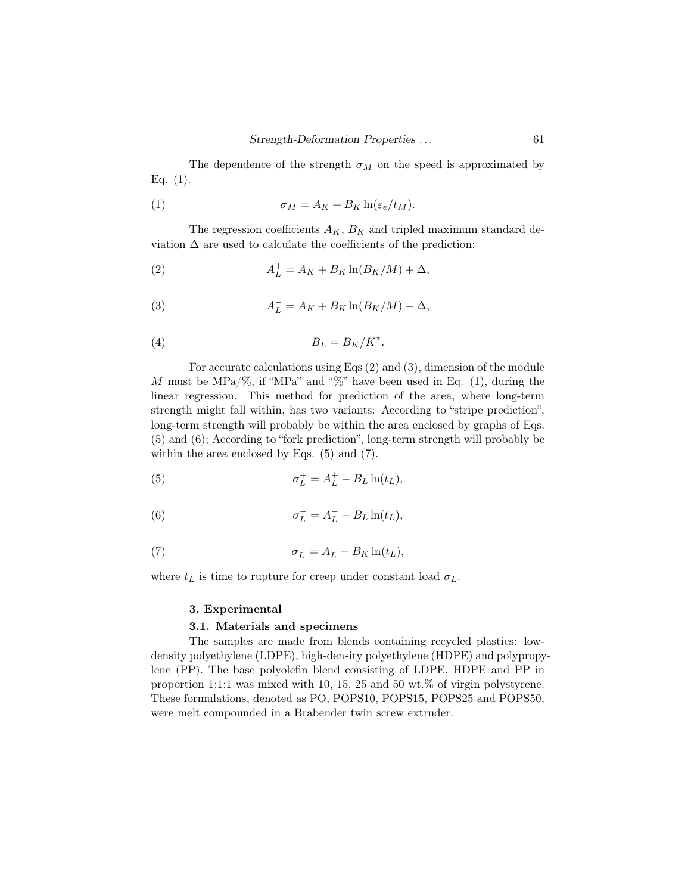The dependence of the strength $\sigma_M$ on the speed is approximated by Eq. (1).

$$\sigma_M = A_K + B_K \ln(\varepsilon_e / t_M). \tag{1}$$

The regression coefficients $A_K$, $B_K$ and tripled maximum standard deviation $\Delta$ are used to calculate the coefficients of the prediction:

$$A_L^+ = A_K + B_K \ln(B_K / M) + \Delta, \tag{2}$$

$$A_L^- = A_K + B_K \ln(B_K / M) - \Delta, \tag{3}$$

$$B_L = B_K / K^*. \tag{4}$$

For accurate calculations using Eqs (2) and (3), dimension of the module $M$ must be MPa/%, if "MPa" and "%" have been used in Eq. (1), during the linear regression. This method for prediction of the area, where long-term strength might fall within, has two variants: According to "stripe prediction", long-term strength will probably be within the area enclosed by graphs of Eqs. (5) and (6); According to "fork prediction", long-term strength will probably be within the area enclosed by Eqs. (5) and (7).

$$\sigma_L^+ = A_L^+ - B_L \ln(t_L), \tag{5}$$

$$\sigma_L^- = A_L^- - B_L \ln(t_L), \tag{6}$$

$$\sigma_L^- = A_L^- - B_K \ln(t_L), \tag{7}$$

where $t_L$ is time to rupture for creep under constant load $\sigma_L$.

## 3. Experimental

### 3.1. Materials and specimens

The samples are made from blends containing recycled plastics: low-density polyethylene (LDPE), high-density polyethylene (HDPE) and polypropylene (PP). The base polyolefin blend consisting of LDPE, HDPE and PP in proportion 1:1:1 was mixed with 10, 15, 25 and 50 wt.% of virgin polystyrene. These formulations, denoted as PO, POPS10, POPS15, POPS25 and POPS50, were melt compounded in a Brabender twin screw extruder.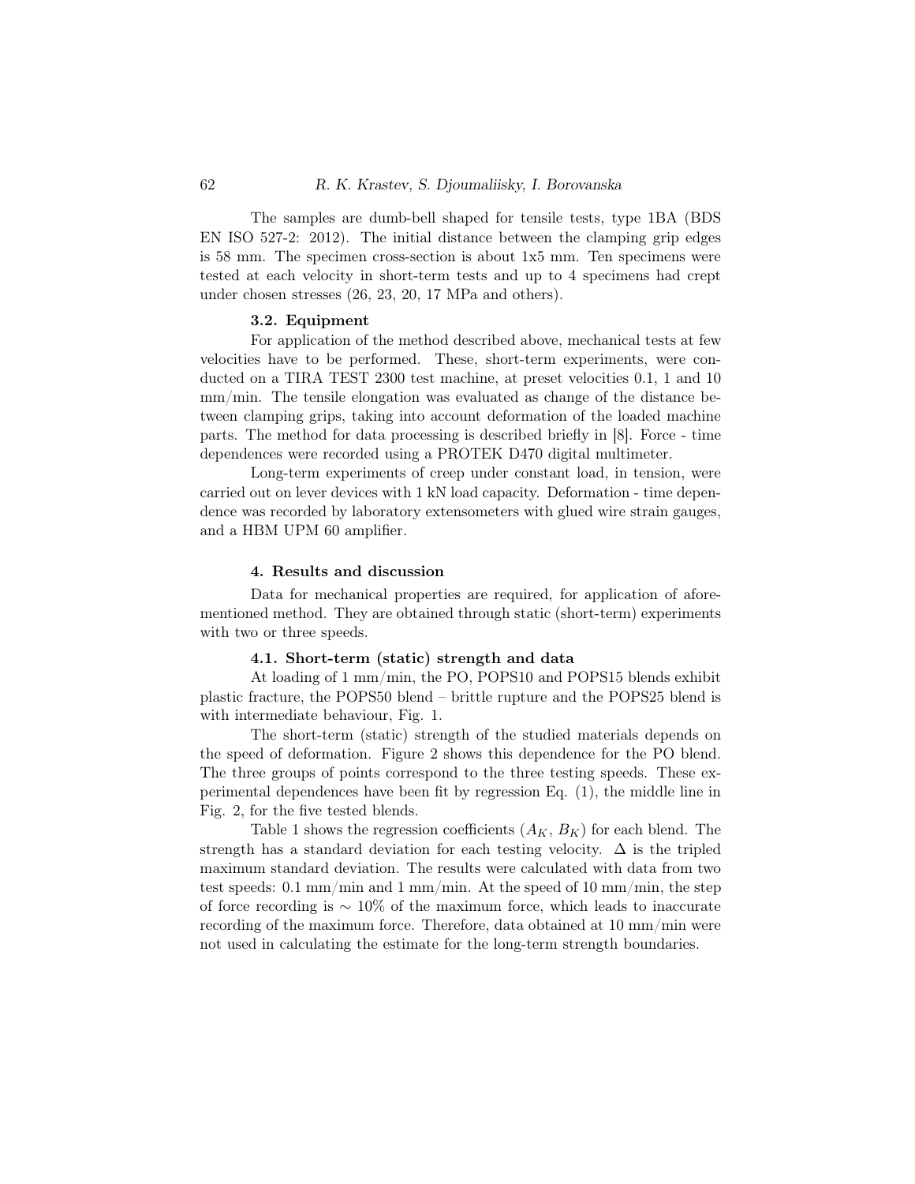The samples are dumb-bell shaped for tensile tests, type 1BA (BDS EN ISO 527-2: 2012). The initial distance between the clamping grip edges is 58 mm. The specimen cross-section is about 1x5 mm. Ten specimens were tested at each velocity in short-term tests and up to 4 specimens had crept under chosen stresses (26, 23, 20, 17 MPa and others).

### 3.2. Equipment

For application of the method described above, mechanical tests at few velocities have to be performed. These, short-term experiments, were conducted on a TIRA TEST 2300 test machine, at preset velocities 0.1, 1 and 10 mm/min. The tensile elongation was evaluated as change of the distance between clamping grips, taking into account deformation of the loaded machine parts. The method for data processing is described briefly in [8]. Force - time dependences were recorded using a PROTEK D470 digital multimeter.

Long-term experiments of creep under constant load, in tension, were carried out on lever devices with 1 kN load capacity. Deformation - time dependence was recorded by laboratory extensometers with glued wire strain gauges, and a HBM UPM 60 amplifier.

## 4. Results and discussion

Data for mechanical properties are required, for application of aforementioned method. They are obtained through static (short-term) experiments with two or three speeds.

### 4.1. Short-term (static) strength and data

At loading of 1 mm/min, the PO, POPS10 and POPS15 blends exhibit plastic fracture, the POPS50 blend – brittle rupture and the POPS25 blend is with intermediate behaviour, Fig. 1.

The short-term (static) strength of the studied materials depends on the speed of deformation. Figure 2 shows this dependence for the PO blend. The three groups of points correspond to the three testing speeds. These experimental dependences have been fit by regression Eq. (1), the middle line in Fig. 2, for the five tested blends.

Table 1 shows the regression coefficients ($A_K$, $B_K$) for each blend. The strength has a standard deviation for each testing velocity. $\Delta$ is the tripled maximum standard deviation. The results were calculated with data from two test speeds: 0.1 mm/min and 1 mm/min. At the speed of 10 mm/min, the step of force recording is $\sim 10\%$ of the maximum force, which leads to inaccurate recording of the maximum force. Therefore, data obtained at 10 mm/min were not used in calculating the estimate for the long-term strength boundaries.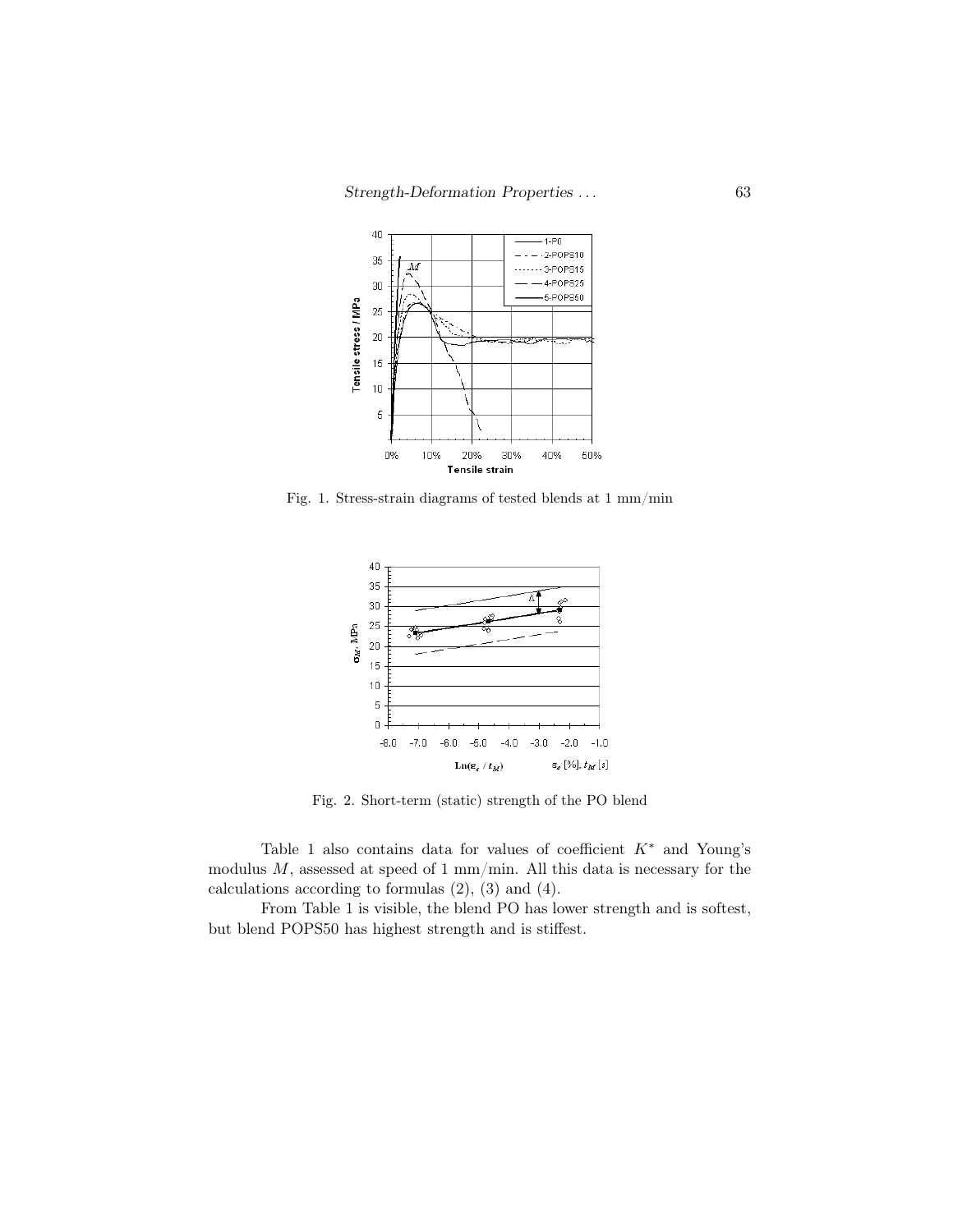Fig. 1. Stress-strain diagrams of tested blends at 1 mm/min

Fig. 2. Short-term (static) strength of the PO blend

Table 1 also contains data for values of coefficient $K^*$ and Young's modulus $M$, assessed at speed of 1 mm/min. All this data is necessary for the calculations according to formulas (2), (3) and (4).

From Table 1 is visible, the blend PO has lower strength and is softest, but blend POPS50 has highest strength and is stiffest.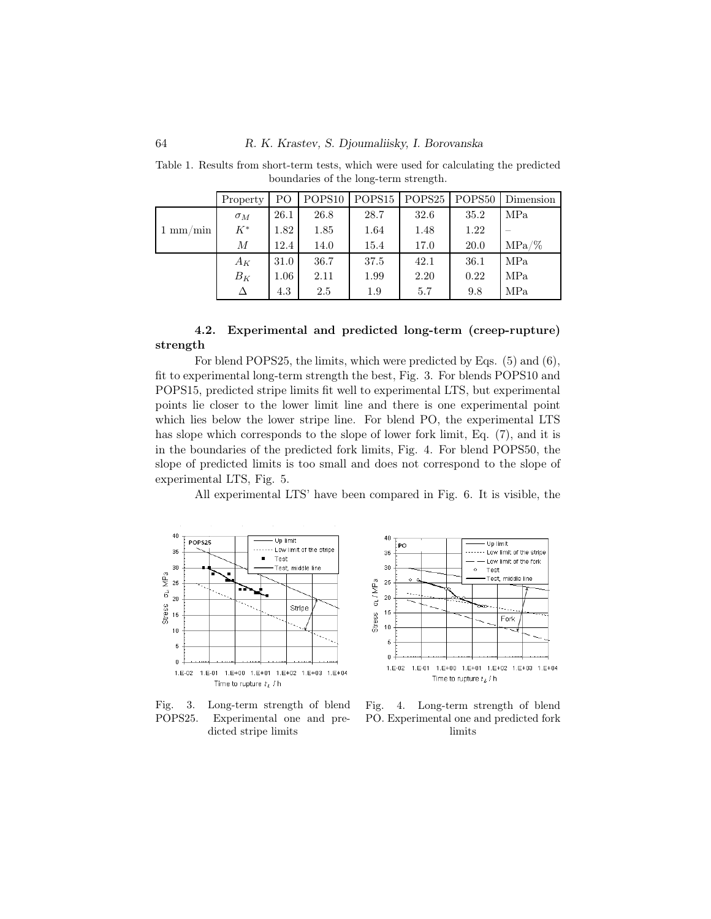Table 1. Results from short-term tests, which were used for calculating the predicted boundaries of the long-term strength.

| | Property | PO | POPS10 | POPS15 | POPS25 | POPS50 | Dimension |
|---|---|---|---|---|---|---|---|
| 1 mm/min | $\sigma_M$ | 26.1 | 26.8 | 28.7 | 32.6 | 35.2 | MPa |
| | $K^*$ | 1.82 | 1.85 | 1.64 | 1.48 | 1.22 | – |
| | $M$ | 12.4 | 14.0 | 15.4 | 17.0 | 20.0 | MPa/% |
| | $A_K$ | 31.0 | 36.7 | 37.5 | 42.1 | 36.1 | MPa |
| | $B_K$ | 1.06 | 2.11 | 1.99 | 2.20 | 0.22 | MPa |
| | $\Delta$ | 4.3 | 2.5 | 1.9 | 5.7 | 9.8 | MPa |

### 4.2. Experimental and predicted long-term (creep-rupture) strength

For blend POPS25, the limits, which were predicted by Eqs. (5) and (6), fit to experimental long-term strength the best, Fig. 3. For blends POPS10 and POPS15, predicted stripe limits fit well to experimental LTS, but experimental points lie closer to the lower limit line and there is one experimental point which lies below the lower stripe line. For blend PO, the experimental LTS has slope which corresponds to the slope of lower fork limit, Eq. (7), and it is in the boundaries of the predicted fork limits, Fig. 4. For blend POPS50, the slope of predicted limits is too small and does not correspond to the slope of experimental LTS, Fig. 5.

All experimental LTS' have been compared in Fig. 6. It is visible, the

Fig. 3. Long-term strength of blend POPS25. Experimental one and predicted stripe limits

Fig. 4. Long-term strength of blend PO. Experimental one and predicted fork limits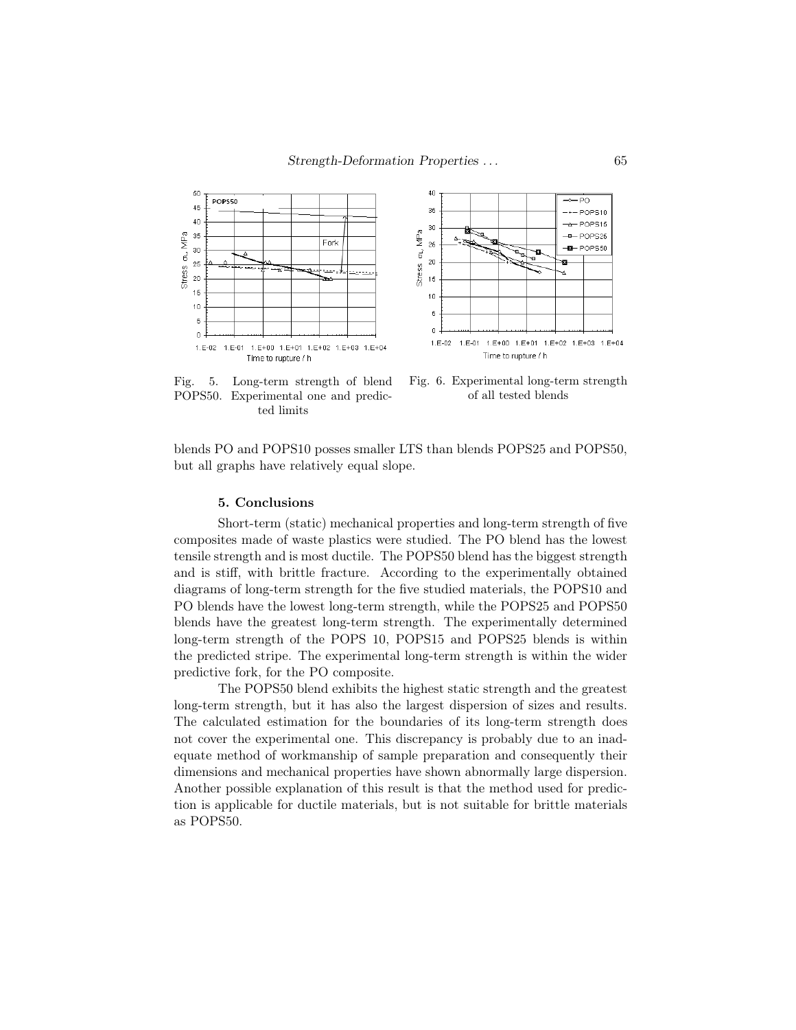Fig. 5. Long-term strength of blend POPS50. Experimental one and predicted limits

Fig. 6. Experimental long-term strength of all tested blends

blends PO and POPS10 posses smaller LTS than blends POPS25 and POPS50, but all graphs have relatively equal slope.

### 5. Conclusions

Short-term (static) mechanical properties and long-term strength of five composites made of waste plastics were studied. The PO blend has the lowest tensile strength and is most ductile. The POPS50 blend has the biggest strength and is stiff, with brittle fracture. According to the experimentally obtained diagrams of long-term strength for the five studied materials, the POPS10 and PO blends have the lowest long-term strength, while the POPS25 and POPS50 blends have the greatest long-term strength. The experimentally determined long-term strength of the POPS 10, POPS15 and POPS25 blends is within the predicted stripe. The experimental long-term strength is within the wider predictive fork, for the PO composite.

The POPS50 blend exhibits the highest static strength and the greatest long-term strength, but it has also the largest dispersion of sizes and results. The calculated estimation for the boundaries of its long-term strength does not cover the experimental one. This discrepancy is probably due to an inadequate method of workmanship of sample preparation and consequently their dimensions and mechanical properties have shown abnormally large dispersion. Another possible explanation of this result is that the method used for prediction is applicable for ductile materials, but is not suitable for brittle materials as POPS50.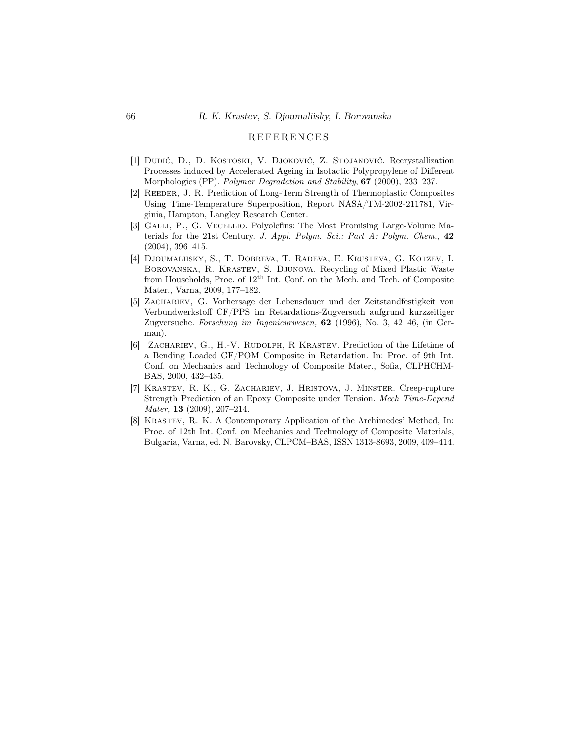## REFERENCES

[1] Dudić, D., D. Kostoski, V. Djoković, Z. Stojanović. Recrystallization Processes induced by Accelerated Ageing in Isotactic Polypropylene of Different Morphologies (PP). *Polymer Degradation and Stability*, **67** (2000), 233–237.

[2] Reeder, J. R. Prediction of Long-Term Strength of Thermoplastic Composites Using Time-Temperature Superposition, Report NASA/TM-2002-211781, Virginia, Hampton, Langley Research Center.

[3] Galli, P., G. Vecellio. Polyolefins: The Most Promising Large-Volume Materials for the 21st Century. *J. Appl. Polym. Sci.: Part A: Polym. Chem.*, **42** (2004), 396–415.

[4] Djoumaliisky, S., T. Dobreva, T. Radeva, E. Krusteva, G. Kotzev, I. Borovanska, R. Krastev, S. Djunova. Recycling of Mixed Plastic Waste from Households, Proc. of 12th Int. Conf. on the Mech. and Tech. of Composite Mater., Varna, 2009, 177–182.

[5] Zachariev, G. Vorhersage der Lebensdauer und der Zeitstandfestigkeit von Verbundwerkstoff CF/PPS im Retardations-Zugversuch aufgrund kurzzeitiger Zugversuche. *Forschung im Ingenieurwesen,* **62** (1996), No. 3, 42–46, (in German).

[6] Zachariev, G., H.-V. Rudolph, R Krastev. Prediction of the Lifetime of a Bending Loaded GF/POM Composite in Retardation. In: Proc. of 9th Int. Conf. on Mechanics and Technology of Composite Mater., Sofia, CLPHCHM-BAS, 2000, 432–435.

[7] Krastev, R. K., G. Zachariev, J. Hristova, J. Minster. Creep-rupture Strength Prediction of an Epoxy Composite under Tension. *Mech Time-Depend Mater,* **13** (2009), 207–214.

[8] Krastev, R. K. A Contemporary Application of the Archimedes' Method, In: Proc. of 12th Int. Conf. on Mechanics and Technology of Composite Materials, Bulgaria, Varna, ed. N. Barovsky, CLPCM–BAS, ISSN 1313-8693, 2009, 409–414.